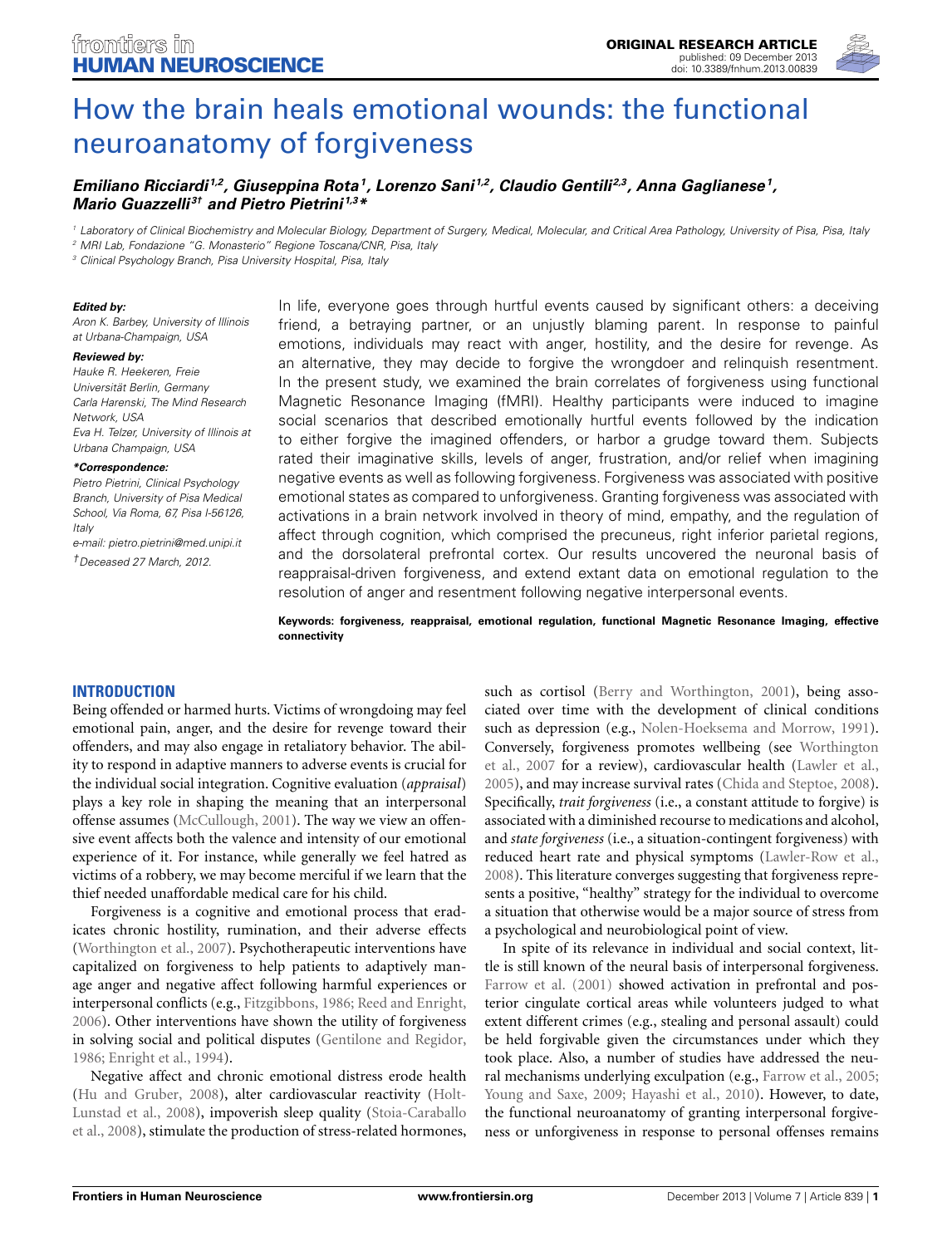ORIGINAL RESEARCH ARTICLE
published: 09 December 2013
doi: 10.3389/fnhum.2013.00839

# How the brain heals emotional wounds: the functional neuroanatomy of forgiveness

***Emiliano Ricciardi[1,2], Giuseppina Rota[1], Lorenzo Sani[1,2], Claudio Gentili[2,3], Anna Gaglianese[1], Mario Guazzelli[3†] and Pietro Pietrini[1,3]****

[1] Laboratory of Clinical Biochemistry and Molecular Biology, Department of Surgery, Medical, Molecular, and Critical Area Pathology, University of Pisa, Pisa, Italy
[2] MRI Lab, Fondazione "G. Monasterio" Regione Toscana/CNR, Pisa, Italy
[3] Clinical Psychology Branch, Pisa University Hospital, Pisa, Italy

***Edited by:***
*Aron K. Barbey, University of Illinois at Urbana-Champaign, USA*

***Reviewed by:***
*Hauke R. Heekeren, Freie Universität Berlin, Germany*
*Carla Harenski, The Mind Research Network, USA*
*Eva H. Telzer, University of Illinois at Urbana Champaign, USA*

***\*Correspondence:***
*Pietro Pietrini, Clinical Psychology Branch, University of Pisa Medical School, Via Roma, 67, Pisa I-56126, Italy*
*e-mail: pietro.pietrini@med.unipi.it*
*†Deceased 27 March, 2012.*

In life, everyone goes through hurtful events caused by significant others: a deceiving friend, a betraying partner, or an unjustly blaming parent. In response to painful emotions, individuals may react with anger, hostility, and the desire for revenge. As an alternative, they may decide to forgive the wrongdoer and relinquish resentment. In the present study, we examined the brain correlates of forgiveness using functional Magnetic Resonance Imaging (fMRI). Healthy participants were induced to imagine social scenarios that described emotionally hurtful events followed by the indication to either forgive the imagined offenders, or harbor a grudge toward them. Subjects rated their imaginative skills, levels of anger, frustration, and/or relief when imagining negative events as well as following forgiveness. Forgiveness was associated with positive emotional states as compared to unforgiveness. Granting forgiveness was associated with activations in a brain network involved in theory of mind, empathy, and the regulation of affect through cognition, which comprised the precuneus, right inferior parietal regions, and the dorsolateral prefrontal cortex. Our results uncovered the neuronal basis of reappraisal-driven forgiveness, and extend extant data on emotional regulation to the resolution of anger and resentment following negative interpersonal events.

**Keywords: forgiveness, reappraisal, emotional regulation, functional Magnetic Resonance Imaging, effective connectivity**

## INTRODUCTION

Being offended or harmed hurts. Victims of wrongdoing may feel emotional pain, anger, and the desire for revenge toward their offenders, and may also engage in retaliatory behavior. The ability to respond in adaptive manners to adverse events is crucial for the individual social integration. Cognitive evaluation (*appraisal*) plays a key role in shaping the meaning that an interpersonal offense assumes (McCullough, 2001). The way we view an offensive event affects both the valence and intensity of our emotional experience of it. For instance, while generally we feel hatred as victims of a robbery, we may become merciful if we learn that the thief needed unaffordable medical care for his child.

Forgiveness is a cognitive and emotional process that eradicates chronic hostility, rumination, and their adverse effects (Worthington et al., 2007). Psychotherapeutic interventions have capitalized on forgiveness to help patients to adaptively manage anger and negative affect following harmful experiences or interpersonal conflicts (e.g., Fitzgibbons, 1986; Reed and Enright, 2006). Other interventions have shown the utility of forgiveness in solving social and political disputes (Gentilone and Regidor, 1986; Enright et al., 1994).

Negative affect and chronic emotional distress erode health (Hu and Gruber, 2008), alter cardiovascular reactivity (Holt-Lunstad et al., 2008), impoverish sleep quality (Stoia-Caraballo et al., 2008), stimulate the production of stress-related hormones, such as cortisol (Berry and Worthington, 2001), being associated over time with the development of clinical conditions such as depression (e.g., Nolen-Hoeksema and Morrow, 1991). Conversely, forgiveness promotes wellbeing (see Worthington et al., 2007 for a review), cardiovascular health (Lawler et al., 2005), and may increase survival rates (Chida and Steptoe, 2008). Specifically, *trait forgiveness* (i.e., a constant attitude to forgive) is associated with a diminished recourse to medications and alcohol, and *state forgiveness* (i.e., a situation-contingent forgiveness) with reduced heart rate and physical symptoms (Lawler-Row et al., 2008). This literature converges suggesting that forgiveness represents a positive, "healthy" strategy for the individual to overcome a situation that otherwise would be a major source of stress from a psychological and neurobiological point of view.

In spite of its relevance in individual and social context, little is still known of the neural basis of interpersonal forgiveness. Farrow et al. (2001) showed activation in prefrontal and posterior cingulate cortical areas while volunteers judged to what extent different crimes (e.g., stealing and personal assault) could be held forgivable given the circumstances under which they took place. Also, a number of studies have addressed the neural mechanisms underlying exculpation (e.g., Farrow et al., 2005; Young and Saxe, 2009; Hayashi et al., 2010). However, to date, the functional neuroanatomy of granting interpersonal forgiveness or unforgiveness in response to personal offenses remains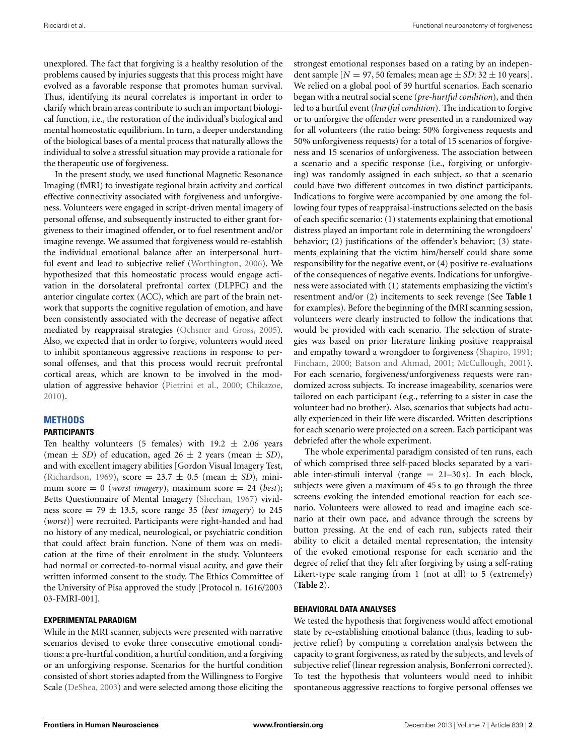unexplored. The fact that forgiving is a healthy resolution of the problems caused by injuries suggests that this process might have evolved as a favorable response that promotes human survival. Thus, identifying its neural correlates is important in order to clarify which brain areas contribute to such an important biological function, i.e., the restoration of the individual's biological and mental homeostatic equilibrium. In turn, a deeper understanding of the biological bases of a mental process that naturally allows the individual to solve a stressful situation may provide a rationale for the therapeutic use of forgiveness.

In the present study, we used functional Magnetic Resonance Imaging (fMRI) to investigate regional brain activity and cortical effective connectivity associated with forgiveness and unforgiveness. Volunteers were engaged in script-driven mental imagery of personal offense, and subsequently instructed to either grant forgiveness to their imagined offender, or to fuel resentment and/or imagine revenge. We assumed that forgiveness would re-establish the individual emotional balance after an interpersonal hurtful event and lead to subjective relief (Worthington, 2006). We hypothesized that this homeostatic process would engage activation in the dorsolateral prefrontal cortex (DLPFC) and the anterior cingulate cortex (ACC), which are part of the brain network that supports the cognitive regulation of emotion, and have been consistently associated with the decrease of negative affect mediated by reappraisal strategies (Ochsner and Gross, 2005). Also, we expected that in order to forgive, volunteers would need to inhibit spontaneous aggressive reactions in response to personal offenses, and that this process would recruit prefrontal cortical areas, which are known to be involved in the modulation of aggressive behavior (Pietrini et al., 2000; Chikazoe, 2010).

## METHODS

### PARTICIPANTS

Ten healthy volunteers (5 females) with $19.2 \pm 2.06$ years (mean $\pm$ *SD*) of education, aged $26 \pm 2$ years (mean $\pm$ *SD*), and with excellent imagery abilities [Gordon Visual Imagery Test, (Richardson, 1969), score $= 23.7 \pm 0.5$ (mean $\pm$ *SD*), minimum score $= 0$ (*worst imagery*), maximum score $= 24$ (*best*); Betts Questionnaire of Mental Imagery (Sheehan, 1967) vividness score $= 79 \pm 13.5$, score range 35 (*best imagery*) to 245 (*worst*)] were recruited. Participants were right-handed and had no history of any medical, neurological, or psychiatric condition that could affect brain function. None of them was on medication at the time of their enrolment in the study. Volunteers had normal or corrected-to-normal visual acuity, and gave their written informed consent to the study. The Ethics Committee of the University of Pisa approved the study [Protocol n. 1616/2003 03-FMRI-001].

### EXPERIMENTAL PARADIGM

While in the MRI scanner, subjects were presented with narrative scenarios devised to evoke three consecutive emotional conditions: a pre-hurtful condition, a hurtful condition, and a forgiving or an unforgiving response. Scenarios for the hurtful condition consisted of short stories adapted from the Willingness to Forgive Scale (DeShea, 2003) and were selected among those eliciting the strongest emotional responses based on a rating by an independent sample [$N = 97$, 50 females; mean age $\pm$ *SD*: $32 \pm 10$ years]. We relied on a global pool of 39 hurtful scenarios. Each scenario began with a neutral social scene (*pre-hurtful condition*), and then led to a hurtful event (*hurtful condition*). The indication to forgive or to unforgive the offender were presented in a randomized way for all volunteers (the ratio being: 50% forgiveness requests and 50% unforgiveness requests) for a total of 15 scenarios of forgiveness and 15 scenarios of unforgiveness. The association between a scenario and a specific response (i.e., forgiving or unforgiving) was randomly assigned in each subject, so that a scenario could have two different outcomes in two distinct participants. Indications to forgive were accompanied by one among the following four types of reappraisal-instructions selected on the basis of each specific scenario: (1) statements explaining that emotional distress played an important role in determining the wrongdoers' behavior; (2) justifications of the offender's behavior; (3) statements explaining that the victim him/herself could share some responsibility for the negative event, or (4) positive re-evaluations of the consequences of negative events. Indications for unforgiveness were associated with (1) statements emphasizing the victim's resentment and/or (2) incitements to seek revenge (See **Table 1** for examples). Before the beginning of the fMRI scanning session, volunteers were clearly instructed to follow the indications that would be provided with each scenario. The selection of strategies was based on prior literature linking positive reappraisal and empathy toward a wrongdoer to forgiveness (Shapiro, 1991; Fincham, 2000; Batson and Ahmad, 2001; McCullough, 2001). For each scenario, forgiveness/unforgiveness requests were randomized across subjects. To increase imageability, scenarios were tailored on each participant (e.g., referring to a sister in case the volunteer had no brother). Also, scenarios that subjects had actually experienced in their life were discarded. Written descriptions for each scenario were projected on a screen. Each participant was debriefed after the whole experiment.

The whole experimental paradigm consisted of ten runs, each of which comprised three self-paced blocks separated by a variable inter-stimuli interval (range $=$ 21–30 s). In each block, subjects were given a maximum of 45 s to go through the three screens evoking the intended emotional reaction for each scenario. Volunteers were allowed to read and imagine each scenario at their own pace, and advance through the screens by button pressing. At the end of each run, subjects rated their ability to elicit a detailed mental representation, the intensity of the evoked emotional response for each scenario and the degree of relief that they felt after forgiving by using a self-rating Likert-type scale ranging from 1 (not at all) to 5 (extremely) (**Table 2**).

### BEHAVIORAL DATA ANALYSES

We tested the hypothesis that forgiveness would affect emotional state by re-establishing emotional balance (thus, leading to subjective relief) by computing a correlation analysis between the capacity to grant forgiveness, as rated by the subjects, and levels of subjective relief (linear regression analysis, Bonferroni corrected). To test the hypothesis that volunteers would need to inhibit spontaneous aggressive reactions to forgive personal offenses we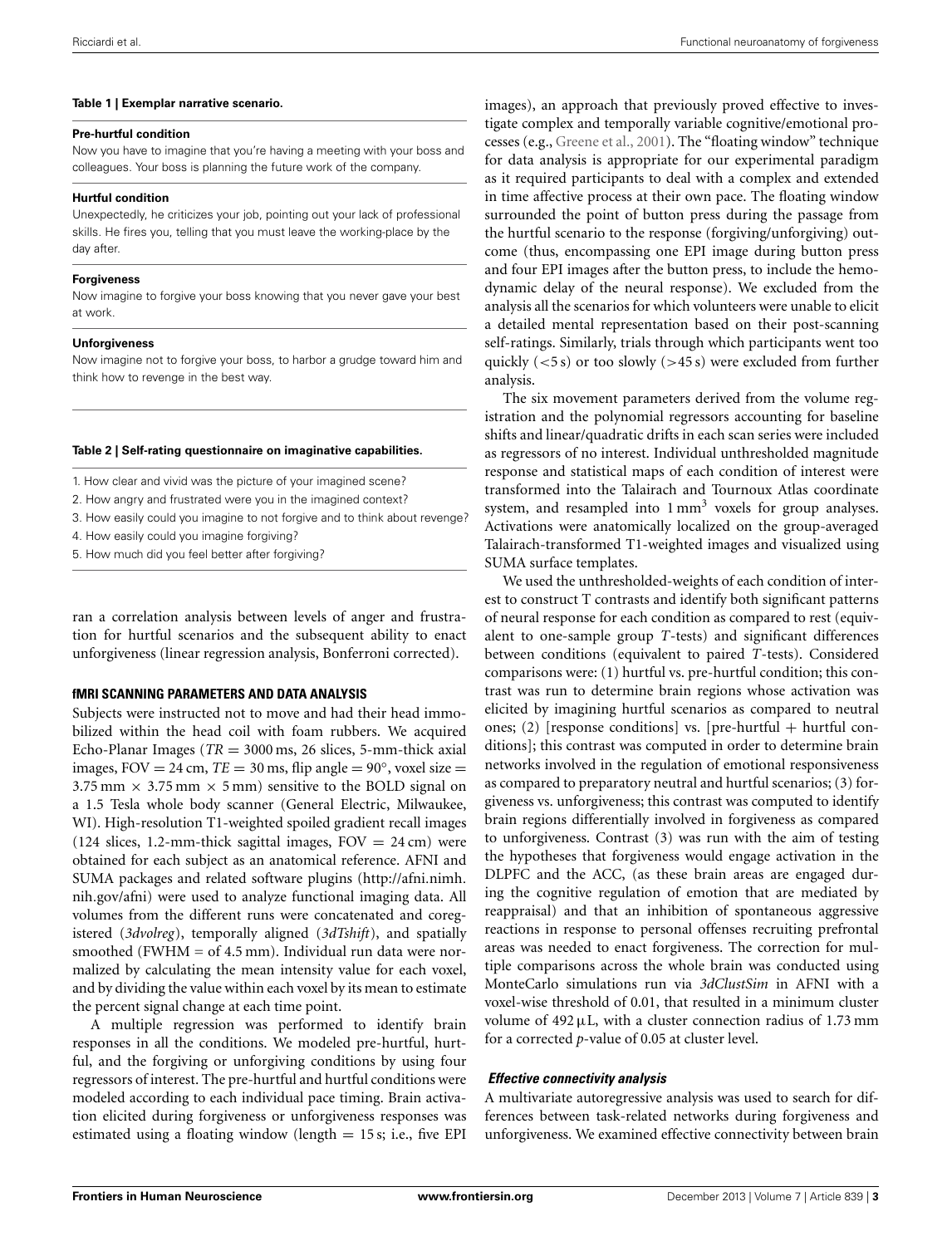**Table 1 | Exemplar narrative scenario.**

**Pre-hurtful condition**

Now you have to imagine that you're having a meeting with your boss and colleagues. Your boss is planning the future work of the company.

**Hurtful condition**

Unexpectedly, he criticizes your job, pointing out your lack of professional skills. He fires you, telling that you must leave the working-place by the day after.

**Forgiveness**

Now imagine to forgive your boss knowing that you never gave your best at work.

**Unforgiveness**

Now imagine not to forgive your boss, to harbor a grudge toward him and think how to revenge in the best way.

**Table 2 | Self-rating questionnaire on imaginative capabilities.**

1. How clear and vivid was the picture of your imagined scene?
2. How angry and frustrated were you in the imagined context?
3. How easily could you imagine to not forgive and to think about revenge?
4. How easily could you imagine forgiving?
5. How much did you feel better after forgiving?

ran a correlation analysis between levels of anger and frustration for hurtful scenarios and the subsequent ability to enact unforgiveness (linear regression analysis, Bonferroni corrected).

### fMRI SCANNING PARAMETERS AND DATA ANALYSIS

Subjects were instructed not to move and had their head immobilized within the head coil with foam rubbers. We acquired Echo-Planar Images ($TR = 3000$ ms, 26 slices, 5-mm-thick axial images, FOV = 24 cm, $TE = 30$ ms, flip angle = 90°, voxel size = 3.75 mm × 3.75 mm × 5 mm) sensitive to the BOLD signal on a 1.5 Tesla whole body scanner (General Electric, Milwaukee, WI). High-resolution T1-weighted spoiled gradient recall images (124 slices, 1.2-mm-thick sagittal images, FOV = 24 cm) were obtained for each subject as an anatomical reference. AFNI and SUMA packages and related software plugins (http://afni.nimh.nih.gov/afni) were used to analyze functional imaging data. All volumes from the different runs were concatenated and coregistered (*3dvolreg*), temporally aligned (*3dTshift*), and spatially smoothed (FWHM = of 4.5 mm). Individual run data were normalized by calculating the mean intensity value for each voxel, and by dividing the value within each voxel by its mean to estimate the percent signal change at each time point.

A multiple regression was performed to identify brain responses in all the conditions. We modeled pre-hurtful, hurtful, and the forgiving or unforgiving conditions by using four regressors of interest. The pre-hurtful and hurtful conditions were modeled according to each individual pace timing. Brain activation elicited during forgiveness or unforgiveness responses was estimated using a floating window (length = 15 s; i.e., five EPI images), an approach that previously proved effective to investigate complex and temporally variable cognitive/emotional processes (e.g., Greene et al., 2001). The "floating window" technique for data analysis is appropriate for our experimental paradigm as it required participants to deal with a complex and extended in time affective process at their own pace. The floating window surrounded the point of button press during the passage from the hurtful scenario to the response (forgiving/unforgiving) outcome (thus, encompassing one EPI image during button press and four EPI images after the button press, to include the hemodynamic delay of the neural response). We excluded from the analysis all the scenarios for which volunteers were unable to elicit a detailed mental representation based on their post-scanning self-ratings. Similarly, trials through which participants went too quickly (<5 s) or too slowly (>45 s) were excluded from further analysis.

The six movement parameters derived from the volume registration and the polynomial regressors accounting for baseline shifts and linear/quadratic drifts in each scan series were included as regressors of no interest. Individual unthresholded magnitude response and statistical maps of each condition of interest were transformed into the Talairach and Tournoux Atlas coordinate system, and resampled into 1 mm$^3$ voxels for group analyses. Activations were anatomically localized on the group-averaged Talairach-transformed T1-weighted images and visualized using SUMA surface templates.

We used the unthresholded-weights of each condition of interest to construct T contrasts and identify both significant patterns of neural response for each condition as compared to rest (equivalent to one-sample group *T*-tests) and significant differences between conditions (equivalent to paired *T*-tests). Considered comparisons were: (1) hurtful vs. pre-hurtful condition; this contrast was run to determine brain regions whose activation was elicited by imagining hurtful scenarios as compared to neutral ones; (2) [response conditions] vs. [pre-hurtful + hurtful conditions]; this contrast was computed in order to determine brain networks involved in the regulation of emotional responsiveness as compared to preparatory neutral and hurtful scenarios; (3) forgiveness vs. unforgiveness; this contrast was computed to identify brain regions differentially involved in forgiveness as compared to unforgiveness. Contrast (3) was run with the aim of testing the hypotheses that forgiveness would engage activation in the DLPFC and the ACC, (as these brain areas are engaged during the cognitive regulation of emotion that are mediated by reappraisal) and that an inhibition of spontaneous aggressive reactions in response to personal offenses recruiting prefrontal areas was needed to enact forgiveness. The correction for multiple comparisons across the whole brain was conducted using MonteCarlo simulations run via *3dClustSim* in AFNI with a voxel-wise threshold of 0.01, that resulted in a minimum cluster volume of 492 μL, with a cluster connection radius of 1.73 mm for a corrected *p*-value of 0.05 at cluster level.

#### *Effective connectivity analysis*

A multivariate autoregressive analysis was used to search for differences between task-related networks during forgiveness and unforgiveness. We examined effective connectivity between brain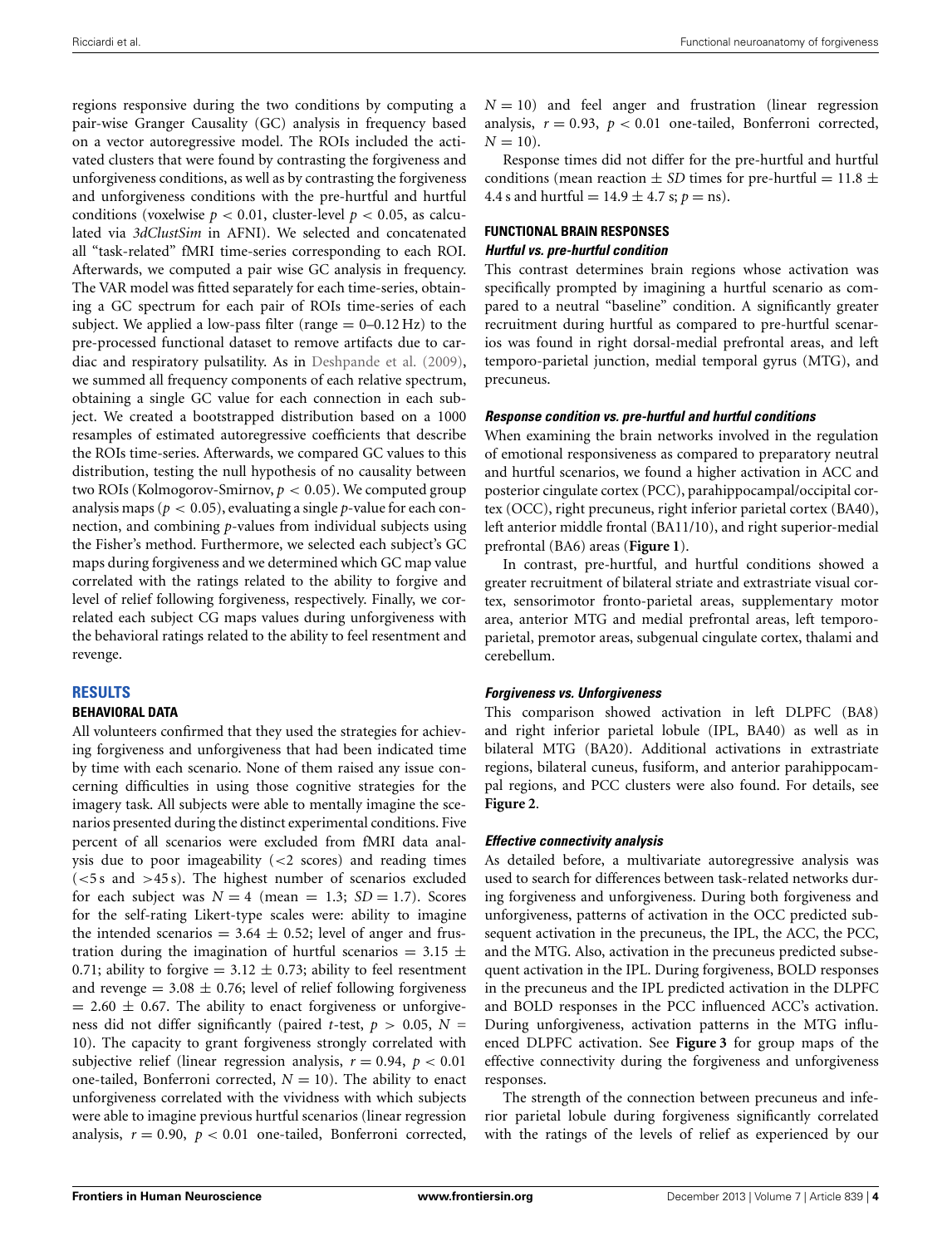regions responsive during the two conditions by computing a pair-wise Granger Causality (GC) analysis in frequency based on a vector autoregressive model. The ROIs included the activated clusters that were found by contrasting the forgiveness and unforgiveness conditions, as well as by contrasting the forgiveness and unforgiveness conditions with the pre-hurtful and hurtful conditions (voxelwise $p < 0.01$, cluster-level $p < 0.05$, as calculated via *3dClustSim* in AFNI). We selected and concatenated all "task-related" fMRI time-series corresponding to each ROI. Afterwards, we computed a pair wise GC analysis in frequency. The VAR model was fitted separately for each time-series, obtaining a GC spectrum for each pair of ROIs time-series of each subject. We applied a low-pass filter (range = 0–0.12 Hz) to the pre-processed functional dataset to remove artifacts due to cardiac and respiratory pulsatility. As in Deshpande et al. (2009), we summed all frequency components of each relative spectrum, obtaining a single GC value for each connection in each subject. We created a bootstrapped distribution based on a 1000 resamples of estimated autoregressive coefficients that describe the ROIs time-series. Afterwards, we compared GC values to this distribution, testing the null hypothesis of no causality between two ROIs (Kolmogorov-Smirnov, $p < 0.05$). We computed group analysis maps ($p < 0.05$), evaluating a single $p$-value for each connection, and combining $p$-values from individual subjects using the Fisher's method. Furthermore, we selected each subject's GC maps during forgiveness and we determined which GC map value correlated with the ratings related to the ability to forgive and level of relief following forgiveness, respectively. Finally, we correlated each subject CG maps values during unforgiveness with the behavioral ratings related to the ability to feel resentment and revenge.

## RESULTS

### BEHAVIORAL DATA

All volunteers confirmed that they used the strategies for achieving forgiveness and unforgiveness that had been indicated time by time with each scenario. None of them raised any issue concerning difficulties in using those cognitive strategies for the imagery task. All subjects were able to mentally imagine the scenarios presented during the distinct experimental conditions. Five percent of all scenarios were excluded from fMRI data analysis due to poor imageability (<2 scores) and reading times (<5 s and >45 s). The highest number of scenarios excluded for each subject was $N = 4$ (mean = 1.3; $SD = 1.7$). Scores for the self-rating Likert-type scales were: ability to imagine the intended scenarios = $3.64 \pm 0.52$; level of anger and frustration during the imagination of hurtful scenarios = $3.15 \pm 0.71$; ability to forgive = $3.12 \pm 0.73$; ability to feel resentment and revenge = $3.08 \pm 0.76$; level of relief following forgiveness = $2.60 \pm 0.67$. The ability to enact forgiveness or unforgiveness did not differ significantly (paired $t$-test, $p > 0.05$, $N = 10$). The capacity to grant forgiveness strongly correlated with subjective relief (linear regression analysis, $r = 0.94$, $p < 0.01$ one-tailed, Bonferroni corrected, $N = 10$). The ability to enact unforgiveness correlated with the vividness with which subjects were able to imagine previous hurtful scenarios (linear regression analysis, $r = 0.90$, $p < 0.01$ one-tailed, Bonferroni corrected, $N = 10$) and feel anger and frustration (linear regression analysis, $r = 0.93$, $p < 0.01$ one-tailed, Bonferroni corrected, $N = 10$).

Response times did not differ for the pre-hurtful and hurtful conditions (mean reaction $\pm$ *SD* times for pre-hurtful = $11.8 \pm 4.4$ s and hurtful = $14.9 \pm 4.7$ s; $p$ = ns).

### FUNCTIONAL BRAIN RESPONSES

#### *Hurtful vs. pre-hurtful condition*

This contrast determines brain regions whose activation was specifically prompted by imagining a hurtful scenario as compared to a neutral "baseline" condition. A significantly greater recruitment during hurtful as compared to pre-hurtful scenarios was found in right dorsal-medial prefrontal areas, and left temporo-parietal junction, medial temporal gyrus (MTG), and precuneus.

#### *Response condition vs. pre-hurtful and hurtful conditions*

When examining the brain networks involved in the regulation of emotional responsiveness as compared to preparatory neutral and hurtful scenarios, we found a higher activation in ACC and posterior cingulate cortex (PCC), parahippocampal/occipital cortex (OCC), right precuneus, right inferior parietal cortex (BA40), left anterior middle frontal (BA11/10), and right superior-medial prefrontal (BA6) areas (**Figure 1**).

In contrast, pre-hurtful, and hurtful conditions showed a greater recruitment of bilateral striate and extrastriate visual cortex, sensorimotor fronto-parietal areas, supplementary motor area, anterior MTG and medial prefrontal areas, left temporo-parietal, premotor areas, subgenual cingulate cortex, thalami and cerebellum.

#### *Forgiveness vs. Unforgiveness*

This comparison showed activation in left DLPFC (BA8) and right inferior parietal lobule (IPL, BA40) as well as in bilateral MTG (BA20). Additional activations in extrastriate regions, bilateral cuneus, fusiform, and anterior parahippocampal regions, and PCC clusters were also found. For details, see **Figure 2**.

#### *Effective connectivity analysis*

As detailed before, a multivariate autoregressive analysis was used to search for differences between task-related networks during forgiveness and unforgiveness. During both forgiveness and unforgiveness, patterns of activation in the OCC predicted subsequent activation in the precuneus, the IPL, the ACC, the PCC, and the MTG. Also, activation in the precuneus predicted subsequent activation in the IPL. During forgiveness, BOLD responses in the precuneus and the IPL predicted activation in the DLPFC and BOLD responses in the PCC influenced ACC's activation. During unforgiveness, activation patterns in the MTG influenced DLPFC activation. See **Figure 3** for group maps of the effective connectivity during the forgiveness and unforgiveness responses.

The strength of the connection between precuneus and inferior parietal lobule during forgiveness significantly correlated with the ratings of the levels of relief as experienced by our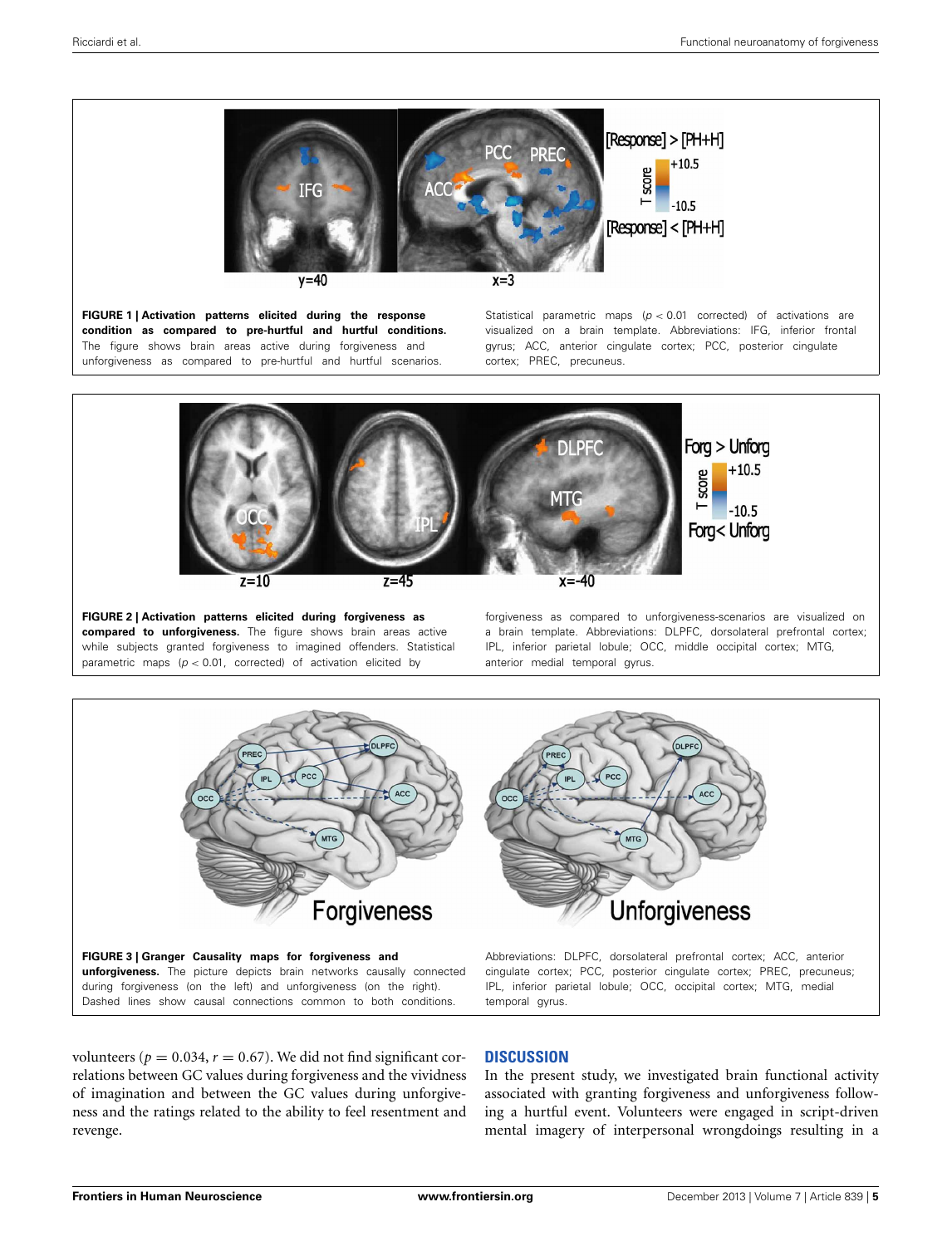**FIGURE 1 | Activation patterns elicited during the response condition as compared to pre-hurtful and hurtful conditions.** The figure shows brain areas active during forgiveness and unforgiveness as compared to pre-hurtful and hurtful scenarios. Statistical parametric maps ($p < 0.01$ corrected) of activations are visualized on a brain template. Abbreviations: IFG, inferior frontal gyrus; ACC, anterior cingulate cortex; PCC, posterior cingulate cortex; PREC, precuneus.

**FIGURE 2 | Activation patterns elicited during forgiveness as compared to unforgiveness.** The figure shows brain areas active while subjects granted forgiveness to imagined offenders. Statistical parametric maps ($p < 0.01$, corrected) of activation elicited by forgiveness as compared to unforgiveness-scenarios are visualized on a brain template. Abbreviations: DLPFC, dorsolateral prefrontal cortex; IPL, inferior parietal lobule; OCC, middle occipital cortex; MTG, anterior medial temporal gyrus.

**FIGURE 3 | Granger Causality maps for forgiveness and unforgiveness.** The picture depicts brain networks causally connected during forgiveness (on the left) and unforgiveness (on the right). Dashed lines show causal connections common to both conditions. Abbreviations: DLPFC, dorsolateral prefrontal cortex; ACC, anterior cingulate cortex; PCC, posterior cingulate cortex; PREC, precuneus; IPL, inferior parietal lobule; OCC, occipital cortex; MTG, medial temporal gyrus.

volunteers ($p = 0.034$, $r = 0.67$). We did not find significant correlations between GC values during forgiveness and the vividness of imagination and between the GC values during unforgiveness and the ratings related to the ability to feel resentment and revenge.

## DISCUSSION

In the present study, we investigated brain functional activity associated with granting forgiveness and unforgiveness following a hurtful event. Volunteers were engaged in script-driven mental imagery of interpersonal wrongdoings resulting in a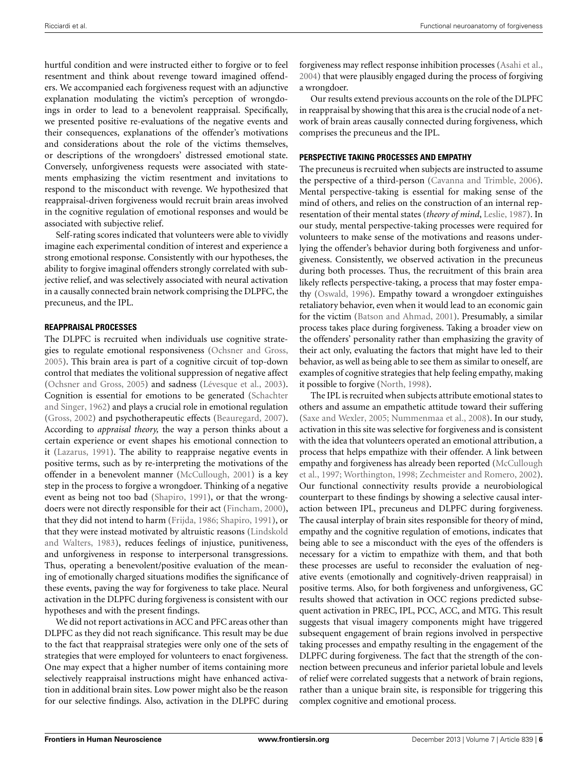hurtful condition and were instructed either to forgive or to feel resentment and think about revenge toward imagined offenders. We accompanied each forgiveness request with an adjunctive explanation modulating the victim's perception of wrongdoings in order to lead to a benevolent reappraisal. Specifically, we presented positive re-evaluations of the negative events and their consequences, explanations of the offender's motivations and considerations about the role of the victims themselves, or descriptions of the wrongdoers' distressed emotional state. Conversely, unforgiveness requests were associated with statements emphasizing the victim resentment and invitations to respond to the misconduct with revenge. We hypothesized that reappraisal-driven forgiveness would recruit brain areas involved in the cognitive regulation of emotional responses and would be associated with subjective relief.

Self-rating scores indicated that volunteers were able to vividly imagine each experimental condition of interest and experience a strong emotional response. Consistently with our hypotheses, the ability to forgive imaginal offenders strongly correlated with subjective relief, and was selectively associated with neural activation in a causally connected brain network comprising the DLPFC, the precuneus, and the IPL.

### REAPPRAISAL PROCESSES

The DLPFC is recruited when individuals use cognitive strategies to regulate emotional responsiveness (Ochsner and Gross, 2005). This brain area is part of a cognitive circuit of top-down control that mediates the volitional suppression of negative affect (Ochsner and Gross, 2005) and sadness (Lévesque et al., 2003). Cognition is essential for emotions to be generated (Schachter and Singer, 1962) and plays a crucial role in emotional regulation (Gross, 2002) and psychotherapeutic effects (Beauregard, 2007). According to *appraisal theory*, the way a person thinks about a certain experience or event shapes his emotional connection to it (Lazarus, 1991). The ability to reappraise negative events in positive terms, such as by re-interpreting the motivations of the offender in a benevolent manner (McCullough, 2001) is a key step in the process to forgive a wrongdoer. Thinking of a negative event as being not too bad (Shapiro, 1991), or that the wrongdoers were not directly responsible for their act (Fincham, 2000), that they did not intend to harm (Frijda, 1986; Shapiro, 1991), or that they were instead motivated by altruistic reasons (Lindskold and Walters, 1983), reduces feelings of injustice, punitiveness, and unforgiveness in response to interpersonal transgressions. Thus, operating a benevolent/positive evaluation of the meaning of emotionally charged situations modifies the significance of these events, paving the way for forgiveness to take place. Neural activation in the DLPFC during forgiveness is consistent with our hypotheses and with the present findings.

We did not report activations in ACC and PFC areas other than DLPFC as they did not reach significance. This result may be due to the fact that reappraisal strategies were only one of the sets of strategies that were employed for volunteers to enact forgiveness. One may expect that a higher number of items containing more selectively reappraisal instructions might have enhanced activation in additional brain sites. Low power might also be the reason for our selective findings. Also, activation in the DLPFC during forgiveness may reflect response inhibition processes (Asahi et al., 2004) that were plausibly engaged during the process of forgiving a wrongdoer.

Our results extend previous accounts on the role of the DLPFC in reappraisal by showing that this area is the crucial node of a network of brain areas causally connected during forgiveness, which comprises the precuneus and the IPL.

### PERSPECTIVE TAKING PROCESSES AND EMPATHY

The precuneus is recruited when subjects are instructed to assume the perspective of a third-person (Cavanna and Trimble, 2006). Mental perspective-taking is essential for making sense of the mind of others, and relies on the construction of an internal representation of their mental states (*theory of mind*, Leslie, 1987). In our study, mental perspective-taking processes were required for volunteers to make sense of the motivations and reasons underlying the offender's behavior during both forgiveness and unforgiveness. Consistently, we observed activation in the precuneus during both processes. Thus, the recruitment of this brain area likely reflects perspective-taking, a process that may foster empathy (Oswald, 1996). Empathy toward a wrongdoer extinguishes retaliatory behavior, even when it would lead to an economic gain for the victim (Batson and Ahmad, 2001). Presumably, a similar process takes place during forgiveness. Taking a broader view on the offenders' personality rather than emphasizing the gravity of their act only, evaluating the factors that might have led to their behavior, as well as being able to see them as similar to oneself, are examples of cognitive strategies that help feeling empathy, making it possible to forgive (North, 1998).

The IPL is recruited when subjects attribute emotional states to others and assume an empathetic attitude toward their suffering (Saxe and Wexler, 2005; Nummenmaa et al., 2008). In our study, activation in this site was selective for forgiveness and is consistent with the idea that volunteers operated an emotional attribution, a process that helps empathize with their offender. A link between empathy and forgiveness has already been reported (McCullough et al., 1997; Worthington, 1998; Zechmeister and Romero, 2002). Our functional connectivity results provide a neurobiological counterpart to these findings by showing a selective causal interaction between IPL, precuneus and DLPFC during forgiveness. The causal interplay of brain sites responsible for theory of mind, empathy and the cognitive regulation of emotions, indicates that being able to see a misconduct with the eyes of the offenders is necessary for a victim to empathize with them, and that both these processes are useful to reconsider the evaluation of negative events (emotionally and cognitively-driven reappraisal) in positive terms. Also, for both forgiveness and unforgiveness, GC results showed that activation in OCC regions predicted subsequent activation in PREC, IPL, PCC, ACC, and MTG. This result suggests that visual imagery components might have triggered subsequent engagement of brain regions involved in perspective taking processes and empathy resulting in the engagement of the DLPFC during forgiveness. The fact that the strength of the connection between precuneus and inferior parietal lobule and levels of relief were correlated suggests that a network of brain regions, rather than a unique brain site, is responsible for triggering this complex cognitive and emotional process.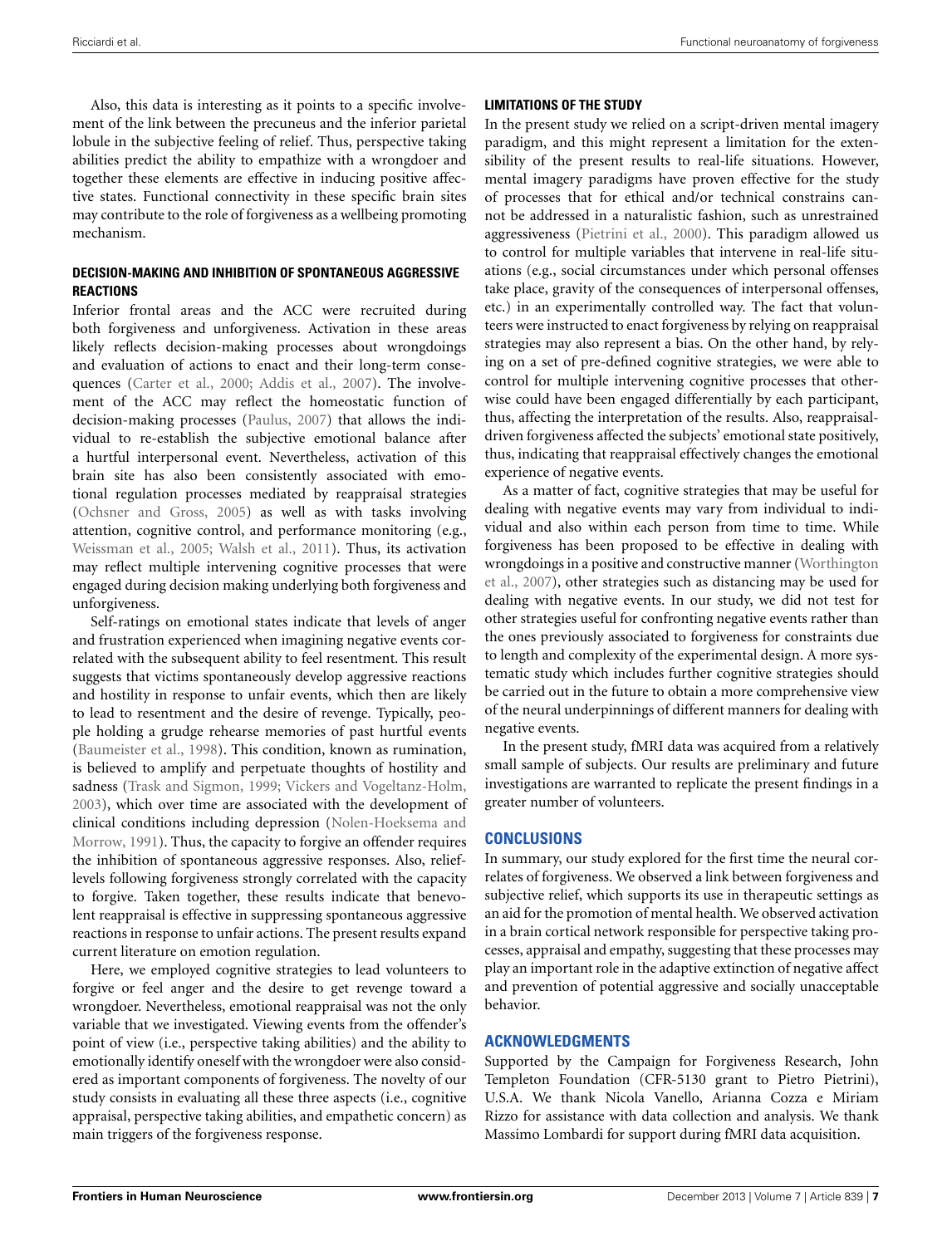Also, this data is interesting as it points to a specific involvement of the link between the precuneus and the inferior parietal lobule in the subjective feeling of relief. Thus, perspective taking abilities predict the ability to empathize with a wrongdoer and together these elements are effective in inducing positive affective states. Functional connectivity in these specific brain sites may contribute to the role of forgiveness as a wellbeing promoting mechanism.

### DECISION-MAKING AND INHIBITION OF SPONTANEOUS AGGRESSIVE REACTIONS

Inferior frontal areas and the ACC were recruited during both forgiveness and unforgiveness. Activation in these areas likely reflects decision-making processes about wrongdoings and evaluation of actions to enact and their long-term consequences (Carter et al., 2000; Addis et al., 2007). The involvement of the ACC may reflect the homeostatic function of decision-making processes (Paulus, 2007) that allows the individual to re-establish the subjective emotional balance after a hurtful interpersonal event. Nevertheless, activation of this brain site has also been consistently associated with emotional regulation processes mediated by reappraisal strategies (Ochsner and Gross, 2005) as well as with tasks involving attention, cognitive control, and performance monitoring (e.g., Weissman et al., 2005; Walsh et al., 2011). Thus, its activation may reflect multiple intervening cognitive processes that were engaged during decision making underlying both forgiveness and unforgiveness.

Self-ratings on emotional states indicate that levels of anger and frustration experienced when imagining negative events correlated with the subsequent ability to feel resentment. This result suggests that victims spontaneously develop aggressive reactions and hostility in response to unfair events, which then are likely to lead to resentment and the desire of revenge. Typically, people holding a grudge rehearse memories of past hurtful events (Baumeister et al., 1998). This condition, known as rumination, is believed to amplify and perpetuate thoughts of hostility and sadness (Trask and Sigmon, 1999; Vickers and Vogeltanz-Holm, 2003), which over time are associated with the development of clinical conditions including depression (Nolen-Hoeksema and Morrow, 1991). Thus, the capacity to forgive an offender requires the inhibition of spontaneous aggressive responses. Also, relief-levels following forgiveness strongly correlated with the capacity to forgive. Taken together, these results indicate that benevolent reappraisal is effective in suppressing spontaneous aggressive reactions in response to unfair actions. The present results expand current literature on emotion regulation.

Here, we employed cognitive strategies to lead volunteers to forgive or feel anger and the desire to get revenge toward a wrongdoer. Nevertheless, emotional reappraisal was not the only variable that we investigated. Viewing events from the offender's point of view (i.e., perspective taking abilities) and the ability to emotionally identify oneself with the wrongdoer were also considered as important components of forgiveness. The novelty of our study consists in evaluating all these three aspects (i.e., cognitive appraisal, perspective taking abilities, and empathetic concern) as main triggers of the forgiveness response.

### LIMITATIONS OF THE STUDY

In the present study we relied on a script-driven mental imagery paradigm, and this might represent a limitation for the extensibility of the present results to real-life situations. However, mental imagery paradigms have proven effective for the study of processes that for ethical and/or technical constrains cannot be addressed in a naturalistic fashion, such as unrestrained aggressiveness (Pietrini et al., 2000). This paradigm allowed us to control for multiple variables that intervene in real-life situations (e.g., social circumstances under which personal offenses take place, gravity of the consequences of interpersonal offenses, etc.) in an experimentally controlled way. The fact that volunteers were instructed to enact forgiveness by relying on reappraisal strategies may also represent a bias. On the other hand, by relying on a set of pre-defined cognitive strategies, we were able to control for multiple intervening cognitive processes that otherwise could have been engaged differentially by each participant, thus, affecting the interpretation of the results. Also, reappraisal-driven forgiveness affected the subjects' emotional state positively, thus, indicating that reappraisal effectively changes the emotional experience of negative events.

As a matter of fact, cognitive strategies that may be useful for dealing with negative events may vary from individual to individual and also within each person from time to time. While forgiveness has been proposed to be effective in dealing with wrongdoings in a positive and constructive manner (Worthington et al., 2007), other strategies such as distancing may be used for dealing with negative events. In our study, we did not test for other strategies useful for confronting negative events rather than the ones previously associated to forgiveness for constraints due to length and complexity of the experimental design. A more systematic study which includes further cognitive strategies should be carried out in the future to obtain a more comprehensive view of the neural underpinnings of different manners for dealing with negative events.

In the present study, fMRI data was acquired from a relatively small sample of subjects. Our results are preliminary and future investigations are warranted to replicate the present findings in a greater number of volunteers.

## CONCLUSIONS

In summary, our study explored for the first time the neural correlates of forgiveness. We observed a link between forgiveness and subjective relief, which supports its use in therapeutic settings as an aid for the promotion of mental health. We observed activation in a brain cortical network responsible for perspective taking processes, appraisal and empathy, suggesting that these processes may play an important role in the adaptive extinction of negative affect and prevention of potential aggressive and socially unacceptable behavior.

## ACKNOWLEDGMENTS

Supported by the Campaign for Forgiveness Research, John Templeton Foundation (CFR-5130 grant to Pietro Pietrini), U.S.A. We thank Nicola Vanello, Arianna Cozza e Miriam Rizzo for assistance with data collection and analysis. We thank Massimo Lombardi for support during fMRI data acquisition.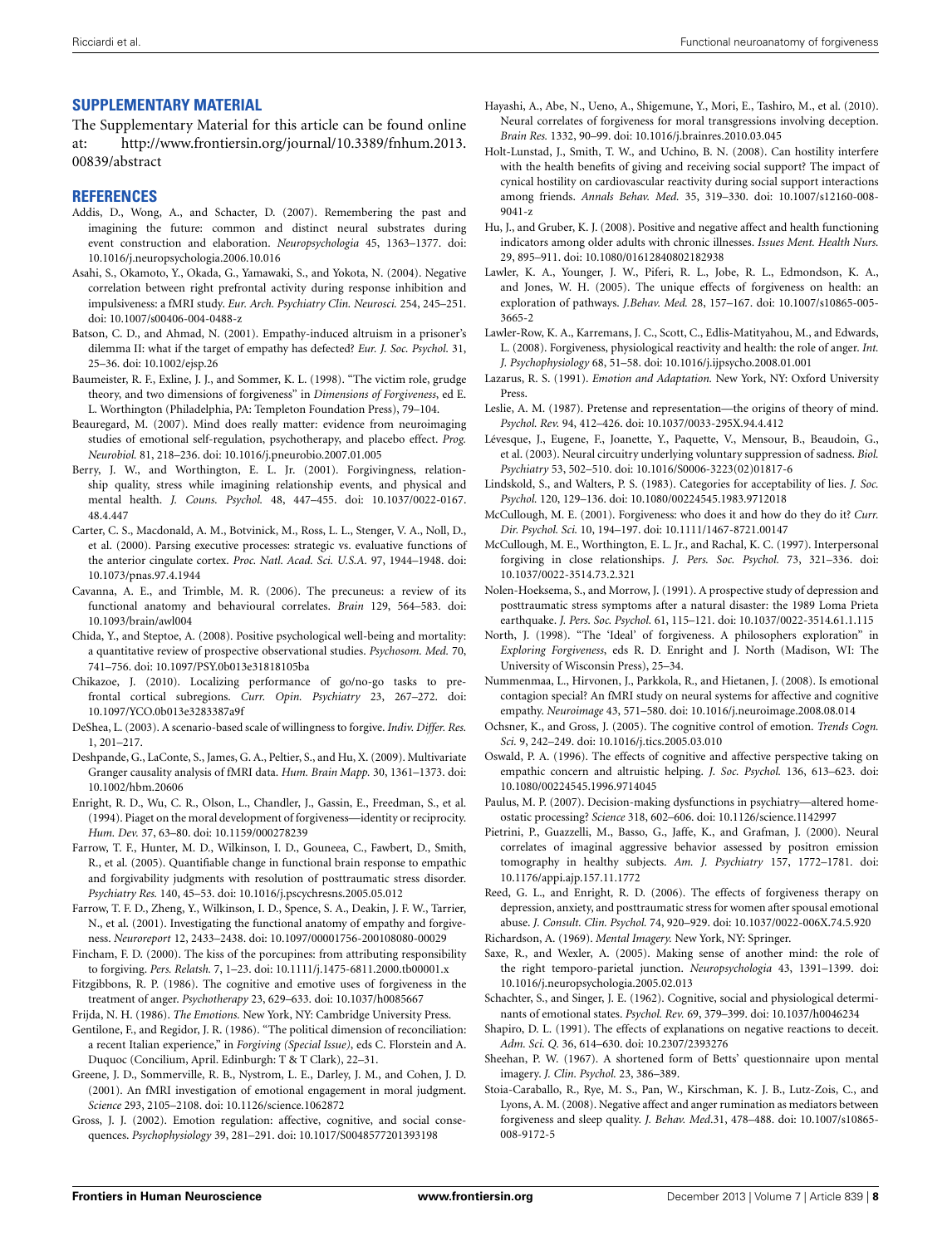## SUPPLEMENTARY MATERIAL

The Supplementary Material for this article can be found online at: http://www.frontiersin.org/journal/10.3389/fnhum.2013.00839/abstract

## REFERENCES

Addis, D., Wong, A., and Schacter, D. (2007). Remembering the past and imagining the future: common and distinct neural substrates during event construction and elaboration. *Neuropsychologia* 45, 1363–1377. doi: 10.1016/j.neuropsychologia.2006.10.016

Asahi, S., Okamoto, Y., Okada, G., Yamawaki, S., and Yokota, N. (2004). Negative correlation between right prefrontal activity during response inhibition and impulsiveness: a fMRI study. *Eur. Arch. Psychiatry Clin. Neurosci.* 254, 245–251. doi: 10.1007/s00406-004-0488-z

Batson, C. D., and Ahmad, N. (2001). Empathy-induced altruism in a prisoner's dilemma II: what if the target of empathy has defected? *Eur. J. Soc. Psychol.* 31, 25–36. doi: 10.1002/ejsp.26

Baumeister, R. F., Exline, J. J., and Sommer, K. L. (1998). "The victim role, grudge theory, and two dimensions of forgiveness" in *Dimensions of Forgiveness*, ed E. L. Worthington (Philadelphia, PA: Templeton Foundation Press), 79–104.

Beauregard, M. (2007). Mind does really matter: evidence from neuroimaging studies of emotional self-regulation, psychotherapy, and placebo effect. *Prog. Neurobiol.* 81, 218–236. doi: 10.1016/j.pneurobio.2007.01.005

Berry, J. W., and Worthington, E. L. Jr. (2001). Forgivingness, relationship quality, stress while imagining relationship events, and physical and mental health. *J. Couns. Psychol.* 48, 447–455. doi: 10.1037/0022-0167.48.4.447

Carter, C. S., Macdonald, A. M., Botvinick, M., Ross, L. L., Stenger, V. A., Noll, D., et al. (2000). Parsing executive processes: strategic vs. evaluative functions of the anterior cingulate cortex. *Proc. Natl. Acad. Sci. U.S.A.* 97, 1944–1948. doi: 10.1073/pnas.97.4.1944

Cavanna, A. E., and Trimble, M. R. (2006). The precuneus: a review of its functional anatomy and behavioural correlates. *Brain* 129, 564–583. doi: 10.1093/brain/awl004

Chida, Y., and Steptoe, A. (2008). Positive psychological well-being and mortality: a quantitative review of prospective observational studies. *Psychosom. Med.* 70, 741–756. doi: 10.1097/PSY.0b013e31818105ba

Chikazoe, J. (2010). Localizing performance of go/no-go tasks to prefrontal cortical subregions. *Curr. Opin. Psychiatry* 23, 267–272. doi: 10.1097/YCO.0b013e3283387a9f

DeShea, L. (2003). A scenario-based scale of willingness to forgive. *Indiv. Differ. Res.* 1, 201–217.

Deshpande, G., LaConte, S., James, G. A., Peltier, S., and Hu, X. (2009). Multivariate Granger causality analysis of fMRI data. *Hum. Brain Mapp.* 30, 1361–1373. doi: 10.1002/hbm.20606

Enright, R. D., Wu, C. R., Olson, L., Chandler, J., Gassin, E., Freedman, S., et al. (1994). Piaget on the moral development of forgiveness—identity or reciprocity. *Hum. Dev.* 37, 63–80. doi: 10.1159/000278239

Farrow, T. F., Hunter, M. D., Wilkinson, I. D., Gouneea, C., Fawbert, D., Smith, R., et al. (2005). Quantifiable change in functional brain response to empathic and forgivability judgments with resolution of posttraumatic stress disorder. *Psychiatry Res.* 140, 45–53. doi: 10.1016/j.pscychresns.2005.05.012

Farrow, T. F. D., Zheng, Y., Wilkinson, I. D., Spence, S. A., Deakin, J. F. W., Tarrier, N., et al. (2001). Investigating the functional anatomy of empathy and forgiveness. *Neuroreport* 12, 2433–2438. doi: 10.1097/00001756-200108080-00029

Fincham, F. D. (2000). The kiss of the porcupines: from attributing responsibility to forgiving. *Pers. Relatsh.* 7, 1–23. doi: 10.1111/j.1475-6811.2000.tb00001.x

Fitzgibbons, R. P. (1986). The cognitive and emotive uses of forgiveness in the treatment of anger. *Psychotherapy* 23, 629–633. doi: 10.1037/h0085667

Frijda, N. H. (1986). *The Emotions.* New York, NY: Cambridge University Press.

Gentilone, F., and Regidor, J. R. (1986). "The political dimension of reconciliation: a recent Italian experience," in *Forgiving (Special Issue)*, eds C. Florstein and A. Duquoc (Concilium, April. Edinburgh: T & T Clark), 22–31.

Greene, J. D., Sommerville, R. B., Nystrom, L. E., Darley, J. M., and Cohen, J. D. (2001). An fMRI investigation of emotional engagement in moral judgment. *Science* 293, 2105–2108. doi: 10.1126/science.1062872

Gross, J. J. (2002). Emotion regulation: affective, cognitive, and social consequences. *Psychophysiology* 39, 281–291. doi: 10.1017/S0048577201393198

Hayashi, A., Abe, N., Ueno, A., Shigemune, Y., Mori, E., Tashiro, M., et al. (2010). Neural correlates of forgiveness for moral transgressions involving deception. *Brain Res.* 1332, 90–99. doi: 10.1016/j.brainres.2010.03.045

Holt-Lunstad, J., Smith, T. W., and Uchino, B. N. (2008). Can hostility interfere with the health benefits of giving and receiving social support? The impact of cynical hostility on cardiovascular reactivity during social support interactions among friends. *Annals Behav. Med.* 35, 319–330. doi: 10.1007/s12160-008-9041-z

Hu, J., and Gruber, K. J. (2008). Positive and negative affect and health functioning indicators among older adults with chronic illnesses. *Issues Ment. Health Nurs.* 29, 895–911. doi: 10.1080/01612840802182938

Lawler, K. A., Younger, J. W., Piferi, R. L., Jobe, R. L., Edmondson, K. A., and Jones, W. H. (2005). The unique effects of forgiveness on health: an exploration of pathways. *J.Behav. Med.* 28, 157–167. doi: 10.1007/s10865-005-3665-2

Lawler-Row, K. A., Karremans, J. C., Scott, C., Edlis-Matityahou, M., and Edwards, L. (2008). Forgiveness, physiological reactivity and health: the role of anger. *Int. J. Psychophysiology* 68, 51–58. doi: 10.1016/j.ijpsycho.2008.01.001

Lazarus, R. S. (1991). *Emotion and Adaptation.* New York, NY: Oxford University Press.

Leslie, A. M. (1987). Pretense and representation—the origins of theory of mind. *Psychol. Rev.* 94, 412–426. doi: 10.1037/0033-295X.94.4.412

Lévesque, J., Eugene, F., Joanette, Y., Paquette, V., Mensour, B., Beaudoin, G., et al. (2003). Neural circuitry underlying voluntary suppression of sadness. *Biol. Psychiatry* 53, 502–510. doi: 10.1016/S0006-3223(02)01817-6

Lindskold, S., and Walters, P. S. (1983). Categories for acceptability of lies. *J. Soc. Psychol.* 120, 129–136. doi: 10.1080/00224545.1983.9712018

McCullough, M. E. (2001). Forgiveness: who does it and how do they do it? *Curr. Dir. Psychol. Sci.* 10, 194–197. doi: 10.1111/1467-8721.00147

McCullough, M. E., Worthington, E. L. Jr., and Rachal, K. C. (1997). Interpersonal forgiving in close relationships. *J. Pers. Soc. Psychol.* 73, 321–336. doi: 10.1037/0022-3514.73.2.321

Nolen-Hoeksema, S., and Morrow, J. (1991). A prospective study of depression and posttraumatic stress symptoms after a natural disaster: the 1989 Loma Prieta earthquake. *J. Pers. Soc. Psychol.* 61, 115–121. doi: 10.1037/0022-3514.61.1.115

North, J. (1998). "The 'Ideal' of forgiveness. A philosophers exploration" in *Exploring Forgiveness*, eds R. D. Enright and J. North (Madison, WI: The University of Wisconsin Press), 25–34.

Nummenmaa, L., Hirvonen, J., Parkkola, R., and Hietanen, J. (2008). Is emotional contagion special? An fMRI study on neural systems for affective and cognitive empathy. *Neuroimage* 43, 571–580. doi: 10.1016/j.neuroimage.2008.08.014

Ochsner, K., and Gross, J. (2005). The cognitive control of emotion. *Trends Cogn. Sci.* 9, 242–249. doi: 10.1016/j.tics.2005.03.010

Oswald, P. A. (1996). The effects of cognitive and affective perspective taking on empathic concern and altruistic helping. *J. Soc. Psychol.* 136, 613–623. doi: 10.1080/00224545.1996.9714045

Paulus, M. P. (2007). Decision-making dysfunctions in psychiatry—altered homeostatic processing? *Science* 318, 602–606. doi: 10.1126/science.1142997

Pietrini, P., Guazzelli, M., Basso, G., Jaffe, K., and Grafman, J. (2000). Neural correlates of imaginal aggressive behavior assessed by positron emission tomography in healthy subjects. *Am. J. Psychiatry* 157, 1772–1781. doi: 10.1176/appi.ajp.157.11.1772

Reed, G. L., and Enright, R. D. (2006). The effects of forgiveness therapy on depression, anxiety, and posttraumatic stress for women after spousal emotional abuse. *J. Consult. Clin. Psychol.* 74, 920–929. doi: 10.1037/0022-006X.74.5.920

Richardson, A. (1969). *Mental Imagery.* New York, NY: Springer.

Saxe, R., and Wexler, A. (2005). Making sense of another mind: the role of the right temporo-parietal junction. *Neuropsychologia* 43, 1391–1399. doi: 10.1016/j.neuropsychologia.2005.02.013

Schachter, S., and Singer, J. E. (1962). Cognitive, social and physiological determinants of emotional states. *Psychol. Rev.* 69, 379–399. doi: 10.1037/h0046234

Shapiro, D. L. (1991). The effects of explanations on negative reactions to deceit. *Adm. Sci. Q.* 36, 614–630. doi: 10.2307/2393276

Sheehan, P. W. (1967). A shortened form of Betts' questionnaire upon mental imagery. *J. Clin. Psychol.* 23, 386–389.

Stoia-Caraballo, R., Rye, M. S., Pan, W., Kirschman, K. J. B., Lutz-Zois, C., and Lyons, A. M. (2008). Negative affect and anger rumination as mediators between forgiveness and sleep quality. *J. Behav. Med.*31, 478–488. doi: 10.1007/s10865-008-9172-5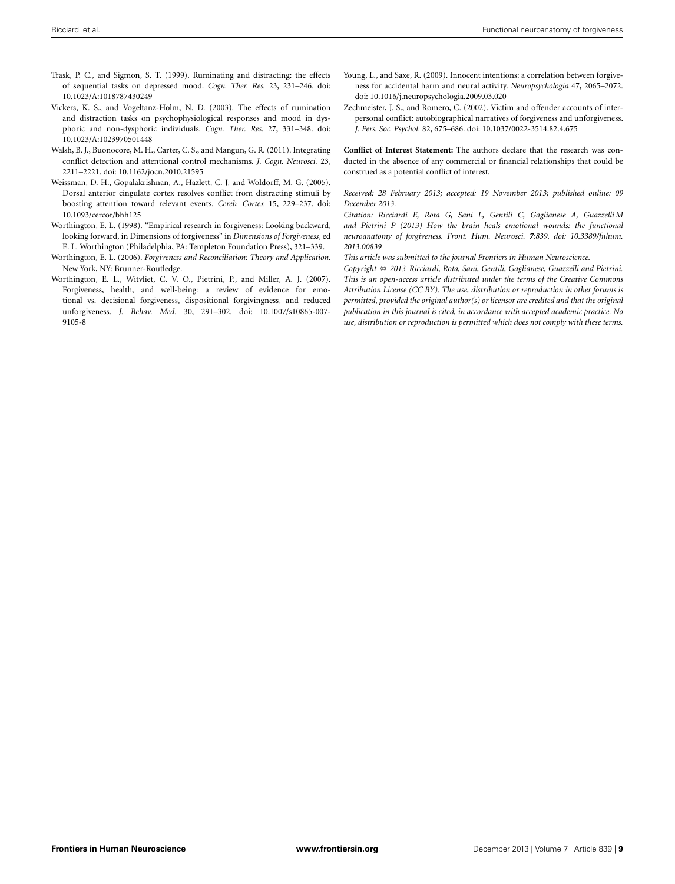Trask, P. C., and Sigmon, S. T. (1999). Ruminating and distracting: the effects of sequential tasks on depressed mood. *Cogn. Ther. Res.* 23, 231–246. doi: 10.1023/A:1018787430249

Vickers, K. S., and Vogeltanz-Holm, N. D. (2003). The effects of rumination and distraction tasks on psychophysiological responses and mood in dysphoric and non-dysphoric individuals. *Cogn. Ther. Res.* 27, 331–348. doi: 10.1023/A:1023970501448

Walsh, B. J., Buonocore, M. H., Carter, C. S., and Mangun, G. R. (2011). Integrating conflict detection and attentional control mechanisms. *J. Cogn. Neurosci.* 23, 2211–2221. doi: 10.1162/jocn.2010.21595

Weissman, D. H., Gopalakrishnan, A., Hazlett, C. J, and Woldorff, M. G. (2005). Dorsal anterior cingulate cortex resolves conflict from distracting stimuli by boosting attention toward relevant events. *Cereb. Cortex* 15, 229–237. doi: 10.1093/cercor/bhh125

Worthington, E. L. (1998). "Empirical research in forgiveness: Looking backward, looking forward, in Dimensions of forgiveness" in *Dimensions of Forgiveness*, ed E. L. Worthington (Philadelphia, PA: Templeton Foundation Press), 321–339.

Worthington, E. L. (2006). *Forgiveness and Reconciliation: Theory and Application.* New York, NY: Brunner-Routledge.

Worthington, E. L., Witvliet, C. V. O., Pietrini, P., and Miller, A. J. (2007). Forgiveness, health, and well-being: a review of evidence for emotional vs. decisional forgiveness, dispositional forgivingness, and reduced unforgiveness. *J. Behav. Med*. 30, 291–302. doi: 10.1007/s10865-007-9105-8

Young, L., and Saxe, R. (2009). Innocent intentions: a correlation between forgiveness for accidental harm and neural activity. *Neuropsychologia* 47, 2065–2072. doi: 10.1016/j.neuropsychologia.2009.03.020

Zechmeister, J. S., and Romero, C. (2002). Victim and offender accounts of interpersonal conflict: autobiographical narratives of forgiveness and unforgiveness. *J. Pers. Soc. Psychol.* 82, 675–686. doi: 10.1037/0022-3514.82.4.675

**Conflict of Interest Statement:** The authors declare that the research was conducted in the absence of any commercial or financial relationships that could be construed as a potential conflict of interest.

*Received: 28 February 2013; accepted: 19 November 2013; published online: 09 December 2013.*

*Citation: Ricciardi E, Rota G, Sani L, Gentili C, Gaglianese A, Guazzelli M and Pietrini P (2013) How the brain heals emotional wounds: the functional neuroanatomy of forgiveness. Front. Hum. Neurosci.* ***7****:839. doi: 10.3389/fnhum.2013.00839*

*This article was submitted to the journal Frontiers in Human Neuroscience.*

*Copyright © 2013 Ricciardi, Rota, Sani, Gentili, Gaglianese, Guazzelli and Pietrini. This is an open-access article distributed under the terms of the Creative Commons Attribution License (CC BY). The use, distribution or reproduction in other forums is permitted, provided the original author(s) or licensor are credited and that the original publication in this journal is cited, in accordance with accepted academic practice. No use, distribution or reproduction is permitted which does not comply with these terms.*